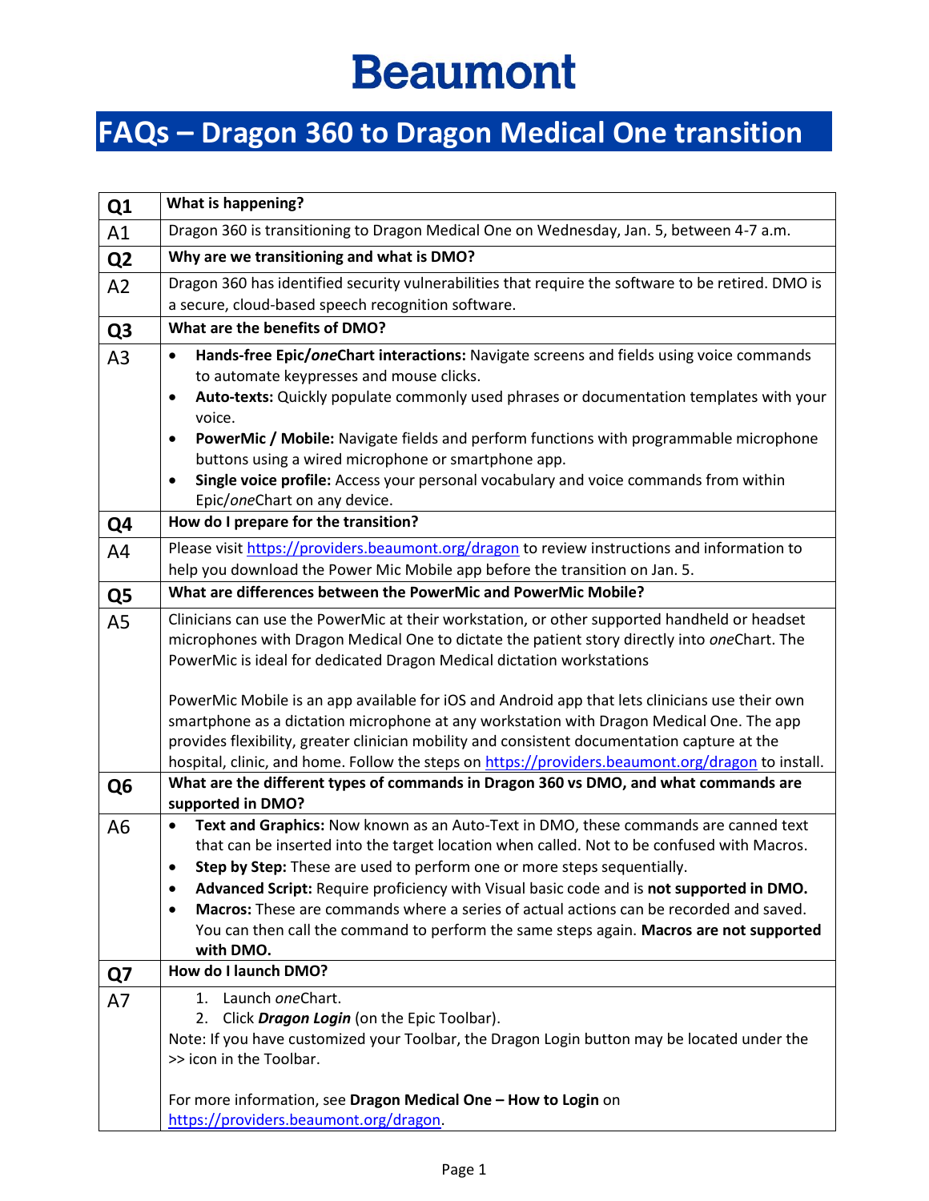# Beaumont

## FAQs – Dragon 360 to Dragon Medical One transition

| | |
|---|---|
| **Q1** | **What is happening?** |
| A1 | Dragon 360 is transitioning to Dragon Medical One on Wednesday, Jan. 5, between 4-7 a.m. |
| **Q2** | **Why are we transitioning and what is DMO?** |
| A2 | Dragon 360 has identified security vulnerabilities that require the software to be retired. DMO is a secure, cloud-based speech recognition software. |
| **Q3** | **What are the benefits of DMO?** |
| A3 | • **Hands-free Epic/*one*Chart interactions:** Navigate screens and fields using voice commands to automate keypresses and mouse clicks.<br>• **Auto-texts:** Quickly populate commonly used phrases or documentation templates with your voice.<br>• **PowerMic / Mobile:** Navigate fields and perform functions with programmable microphone buttons using a wired microphone or smartphone app.<br>• **Single voice profile:** Access your personal vocabulary and voice commands from within Epic/*one*Chart on any device. |
| **Q4** | **How do I prepare for the transition?** |
| A4 | Please visit https://providers.beaumont.org/dragon to review instructions and information to help you download the Power Mic Mobile app before the transition on Jan. 5. |
| **Q5** | **What are differences between the PowerMic and PowerMic Mobile?** |
| A5 | Clinicians can use the PowerMic at their workstation, or other supported handheld or headset microphones with Dragon Medical One to dictate the patient story directly into *one*Chart. The PowerMic is ideal for dedicated Dragon Medical dictation workstations<br><br>PowerMic Mobile is an app available for iOS and Android app that lets clinicians use their own smartphone as a dictation microphone at any workstation with Dragon Medical One. The app provides flexibility, greater clinician mobility and consistent documentation capture at the hospital, clinic, and home. Follow the steps on https://providers.beaumont.org/dragon to install. |
| **Q6** | **What are the different types of commands in Dragon 360 vs DMO, and what commands are supported in DMO?** |
| A6 | • **Text and Graphics:** Now known as an Auto-Text in DMO, these commands are canned text that can be inserted into the target location when called. Not to be confused with Macros.<br>• **Step by Step:** These are used to perform one or more steps sequentially.<br>• **Advanced Script:** Require proficiency with Visual basic code and is **not supported in DMO.**<br>• **Macros:** These are commands where a series of actual actions can be recorded and saved. You can then call the command to perform the same steps again. **Macros are not supported with DMO.** |
| **Q7** | **How do I launch DMO?** |
| A7 | 1. Launch *one*Chart.<br>2. Click ***Dragon Login*** (on the Epic Toolbar).<br>Note: If you have customized your Toolbar, the Dragon Login button may be located under the >> icon in the Toolbar.<br><br>For more information, see **Dragon Medical One – How to Login** on https://providers.beaumont.org/dragon. |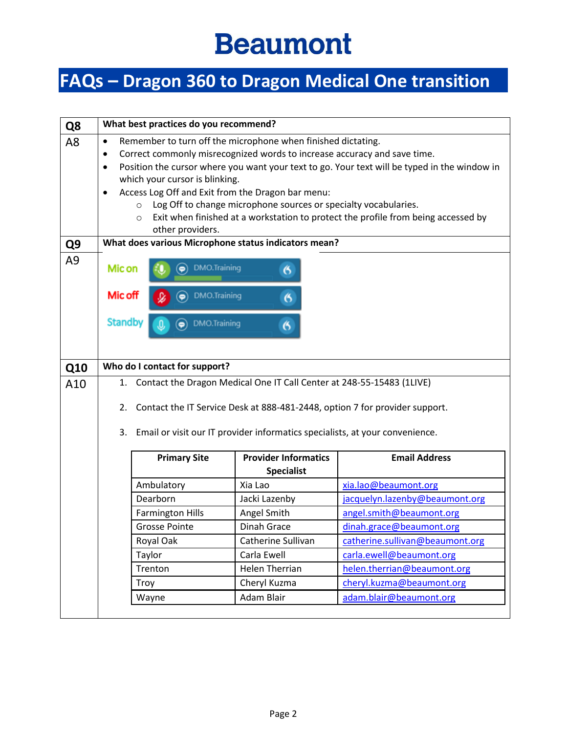# Beaumont

## FAQs – Dragon 360 to Dragon Medical One transition

**Q8** **What best practices do you recommend?**

**A8**

- Remember to turn off the microphone when finished dictating.
- Correct commonly misrecognized words to increase accuracy and save time.
- Position the cursor where you want your text to go. Your text will be typed in the window in which your cursor is blinking.
- Access Log Off and Exit from the Dragon bar menu:
  - Log Off to change microphone sources or specialty vocabularies.
  - Exit when finished at a workstation to protect the profile from being accessed by other providers.

**Q9** **What does various Microphone status indicators mean?**

**A9**

Mic on — DMO.Training

Mic off — DMO.Training

Standby — DMO.Training

**Q10** **Who do I contact for support?**

**A10**

1. Contact the Dragon Medical One IT Call Center at 248-55-15483 (1LIVE)
2. Contact the IT Service Desk at 888-481-2448, option 7 for provider support.
3. Email or visit our IT provider informatics specialists, at your convenience.

| Primary Site | Provider Informatics Specialist | Email Address |
|---|---|---|
| Ambulatory | Xia Lao | xia.lao@beaumont.org |
| Dearborn | Jacki Lazenby | jacquelyn.lazenby@beaumont.org |
| Farmington Hills | Angel Smith | angel.smith@beaumont.org |
| Grosse Pointe | Dinah Grace | dinah.grace@beaumont.org |
| Royal Oak | Catherine Sullivan | catherine.sullivan@beaumont.org |
| Taylor | Carla Ewell | carla.ewell@beaumont.org |
| Trenton | Helen Therrian | helen.therrian@beaumont.org |
| Troy | Cheryl Kuzma | cheryl.kuzma@beaumont.org |
| Wayne | Adam Blair | adam.blair@beaumont.org |